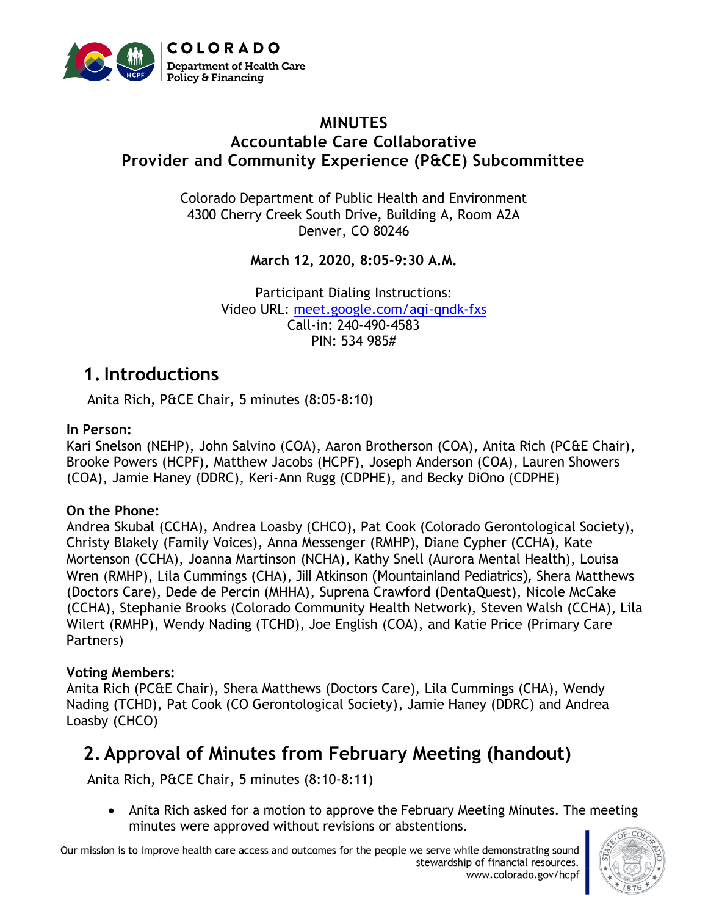# MINUTES

## Accountable Care Collaborative
## Provider and Community Experience (P&CE) Subcommittee

Colorado Department of Public Health and Environment
4300 Cherry Creek South Drive, Building A, Room A2A
Denver, CO 80246

**March 12, 2020, 8:05-9:30 A.M.**

Participant Dialing Instructions:
Video URL: meet.google.com/aqi-qndk-fxs
Call-in: 240-490-4583
PIN: 534 985#

## 1. Introductions

Anita Rich, P&CE Chair, 5 minutes (8:05-8:10)

**In Person:**
Kari Snelson (NEHP), John Salvino (COA), Aaron Brotherson (COA), Anita Rich (PC&E Chair), Brooke Powers (HCPF), Matthew Jacobs (HCPF), Joseph Anderson (COA), Lauren Showers (COA), Jamie Haney (DDRC), Keri-Ann Rugg (CDPHE), and Becky DiOno (CDPHE)

**On the Phone:**
Andrea Skubal (CCHA), Andrea Loasby (CHCO), Pat Cook (Colorado Gerontological Society), Christy Blakely (Family Voices), Anna Messenger (RMHP), Diane Cypher (CCHA), Kate Mortenson (CCHA), Joanna Martinson (NCHA), Kathy Snell (Aurora Mental Health), Louisa Wren (RMHP), Lila Cummings (CHA), Jill Atkinson (Mountainland Pediatrics), Shera Matthews (Doctors Care), Dede de Percin (MHHA), Suprena Crawford (DentaQuest), Nicole McCake (CCHA), Stephanie Brooks (Colorado Community Health Network), Steven Walsh (CCHA), Lila Wilert (RMHP), Wendy Nading (TCHD), Joe English (COA), and Katie Price (Primary Care Partners)

**Voting Members:**
Anita Rich (PC&E Chair), Shera Matthews (Doctors Care), Lila Cummings (CHA), Wendy Nading (TCHD), Pat Cook (CO Gerontological Society), Jamie Haney (DDRC) and Andrea Loasby (CHCO)

## 2. Approval of Minutes from February Meeting (handout)

Anita Rich, P&CE Chair, 5 minutes (8:10-8:11)

- Anita Rich asked for a motion to approve the February Meeting Minutes. The meeting minutes were approved without revisions or abstentions.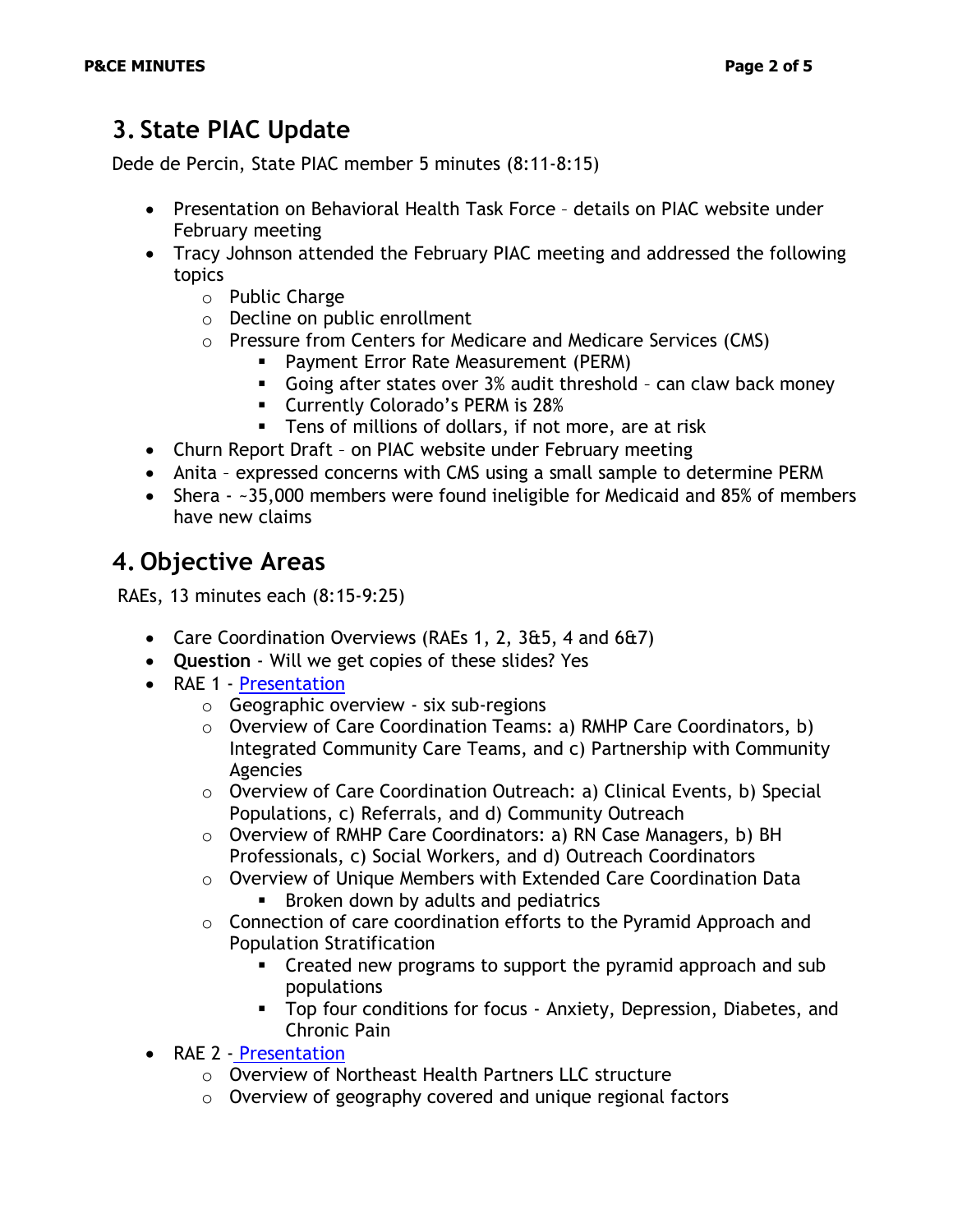## 3. State PIAC Update

Dede de Percin, State PIAC member 5 minutes (8:11-8:15)

- Presentation on Behavioral Health Task Force – details on PIAC website under February meeting
- Tracy Johnson attended the February PIAC meeting and addressed the following topics
  - Public Charge
  - Decline on public enrollment
  - Pressure from Centers for Medicare and Medicare Services (CMS)
    - Payment Error Rate Measurement (PERM)
    - Going after states over 3% audit threshold – can claw back money
    - Currently Colorado's PERM is 28%
    - Tens of millions of dollars, if not more, are at risk
- Churn Report Draft – on PIAC website under February meeting
- Anita – expressed concerns with CMS using a small sample to determine PERM
- Shera - ~35,000 members were found ineligible for Medicaid and 85% of members have new claims

## 4. Objective Areas

RAEs, 13 minutes each (8:15-9:25)

- Care Coordination Overviews (RAEs 1, 2, 3&5, 4 and 6&7)
- **Question** - Will we get copies of these slides? Yes
- RAE 1 - Presentation
  - Geographic overview - six sub-regions
  - Overview of Care Coordination Teams: a) RMHP Care Coordinators, b) Integrated Community Care Teams, and c) Partnership with Community Agencies
  - Overview of Care Coordination Outreach: a) Clinical Events, b) Special Populations, c) Referrals, and d) Community Outreach
  - Overview of RMHP Care Coordinators: a) RN Case Managers, b) BH Professionals, c) Social Workers, and d) Outreach Coordinators
  - Overview of Unique Members with Extended Care Coordination Data
    - Broken down by adults and pediatrics
  - Connection of care coordination efforts to the Pyramid Approach and Population Stratification
    - Created new programs to support the pyramid approach and sub populations
    - Top four conditions for focus - Anxiety, Depression, Diabetes, and Chronic Pain
- RAE 2 - Presentation
  - Overview of Northeast Health Partners LLC structure
  - Overview of geography covered and unique regional factors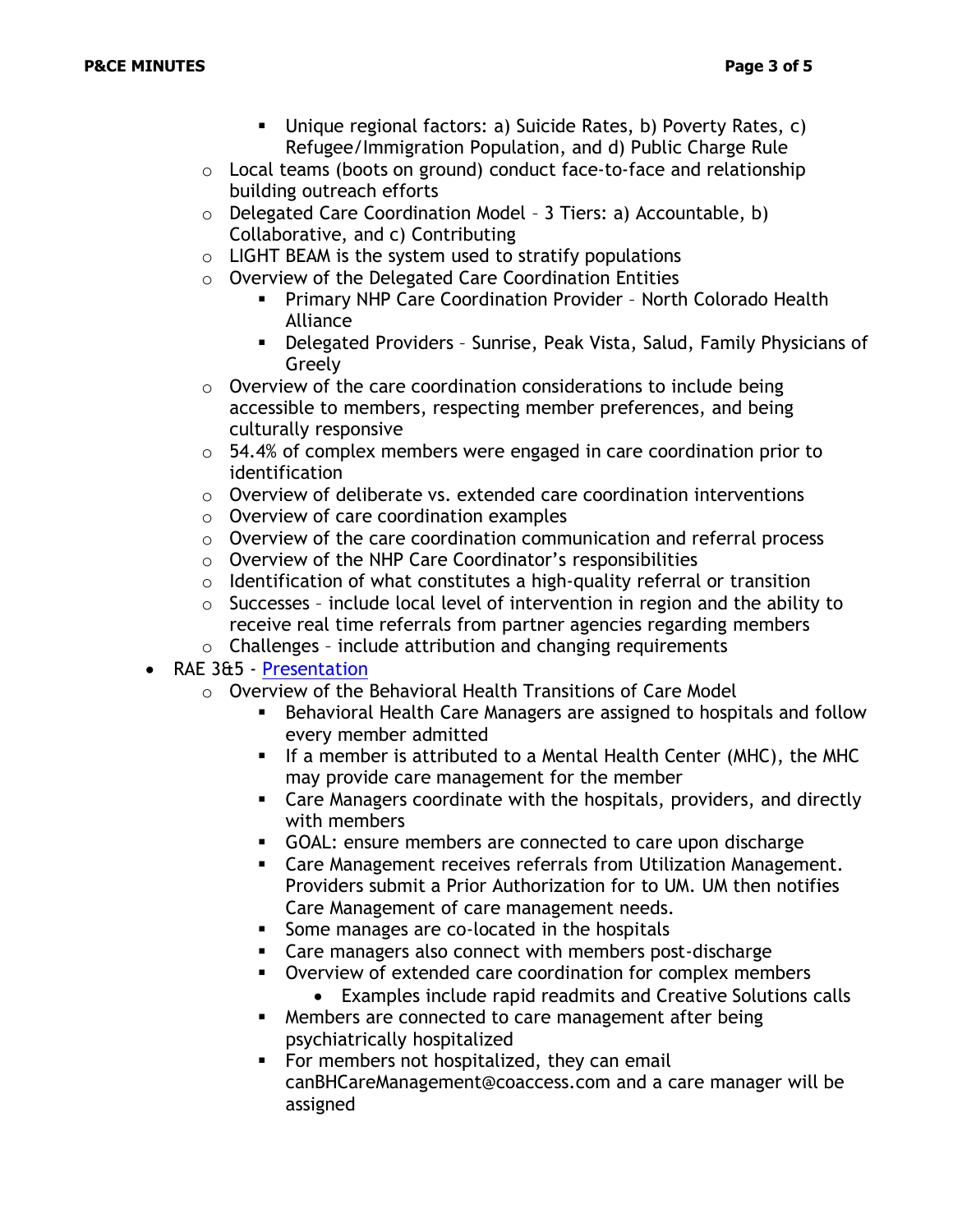- Unique regional factors: a) Suicide Rates, b) Poverty Rates, c) Refugee/Immigration Population, and d) Public Charge Rule
    - Local teams (boots on ground) conduct face-to-face and relationship building outreach efforts
    - Delegated Care Coordination Model – 3 Tiers: a) Accountable, b) Collaborative, and c) Contributing
    - LIGHT BEAM is the system used to stratify populations
    - Overview of the Delegated Care Coordination Entities
        - Primary NHP Care Coordination Provider – North Colorado Health Alliance
        - Delegated Providers – Sunrise, Peak Vista, Salud, Family Physicians of Greely
    - Overview of the care coordination considerations to include being accessible to members, respecting member preferences, and being culturally responsive
    - 54.4% of complex members were engaged in care coordination prior to identification
    - Overview of deliberate vs. extended care coordination interventions
    - Overview of care coordination examples
    - Overview of the care coordination communication and referral process
    - Overview of the NHP Care Coordinator's responsibilities
    - Identification of what constitutes a high-quality referral or transition
    - Successes – include local level of intervention in region and the ability to receive real time referrals from partner agencies regarding members
    - Challenges – include attribution and changing requirements
- RAE 3&5 - Presentation
    - Overview of the Behavioral Health Transitions of Care Model
        - Behavioral Health Care Managers are assigned to hospitals and follow every member admitted
        - If a member is attributed to a Mental Health Center (MHC), the MHC may provide care management for the member
        - Care Managers coordinate with the hospitals, providers, and directly with members
        - GOAL: ensure members are connected to care upon discharge
        - Care Management receives referrals from Utilization Management. Providers submit a Prior Authorization for to UM. UM then notifies Care Management of care management needs.
        - Some manages are co-located in the hospitals
        - Care managers also connect with members post-discharge
        - Overview of extended care coordination for complex members
            - Examples include rapid readmits and Creative Solutions calls
        - Members are connected to care management after being psychiatrically hospitalized
        - For members not hospitalized, they can email canBHCareManagement@coaccess.com and a care manager will be assigned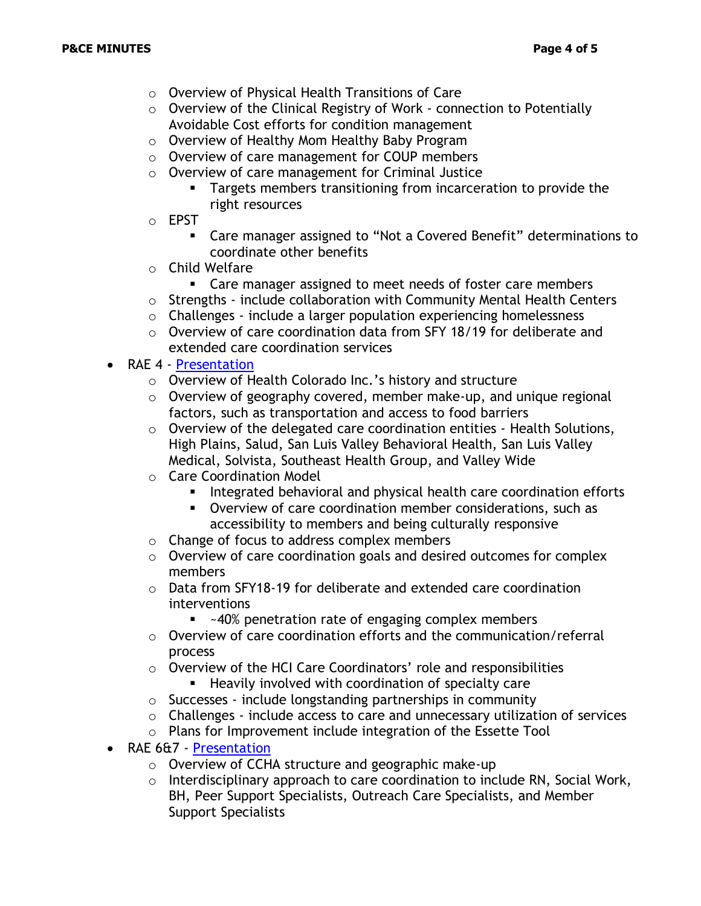- Overview of Physical Health Transitions of Care
    - Overview of the Clinical Registry of Work - connection to Potentially Avoidable Cost efforts for condition management
    - Overview of Healthy Mom Healthy Baby Program
    - Overview of care management for COUP members
    - Overview of care management for Criminal Justice
        - Targets members transitioning from incarceration to provide the right resources
    - EPST
        - Care manager assigned to "Not a Covered Benefit" determinations to coordinate other benefits
    - Child Welfare
        - Care manager assigned to meet needs of foster care members
    - Strengths - include collaboration with Community Mental Health Centers
    - Challenges - include a larger population experiencing homelessness
    - Overview of care coordination data from SFY 18/19 for deliberate and extended care coordination services
- RAE 4 - [Presentation]
    - Overview of Health Colorado Inc.'s history and structure
    - Overview of geography covered, member make-up, and unique regional factors, such as transportation and access to food barriers
    - Overview of the delegated care coordination entities - Health Solutions, High Plains, Salud, San Luis Valley Behavioral Health, San Luis Valley Medical, Solvista, Southeast Health Group, and Valley Wide
    - Care Coordination Model
        - Integrated behavioral and physical health care coordination efforts
        - Overview of care coordination member considerations, such as accessibility to members and being culturally responsive
    - Change of focus to address complex members
    - Overview of care coordination goals and desired outcomes for complex members
    - Data from SFY18-19 for deliberate and extended care coordination interventions
        - ~40% penetration rate of engaging complex members
    - Overview of care coordination efforts and the communication/referral process
    - Overview of the HCI Care Coordinators' role and responsibilities
        - Heavily involved with coordination of specialty care
    - Successes - include longstanding partnerships in community
    - Challenges - include access to care and unnecessary utilization of services
    - Plans for Improvement include integration of the Essette Tool
- RAE 6&7 - [Presentation]
    - Overview of CCHA structure and geographic make-up
    - Interdisciplinary approach to care coordination to include RN, Social Work, BH, Peer Support Specialists, Outreach Care Specialists, and Member Support Specialists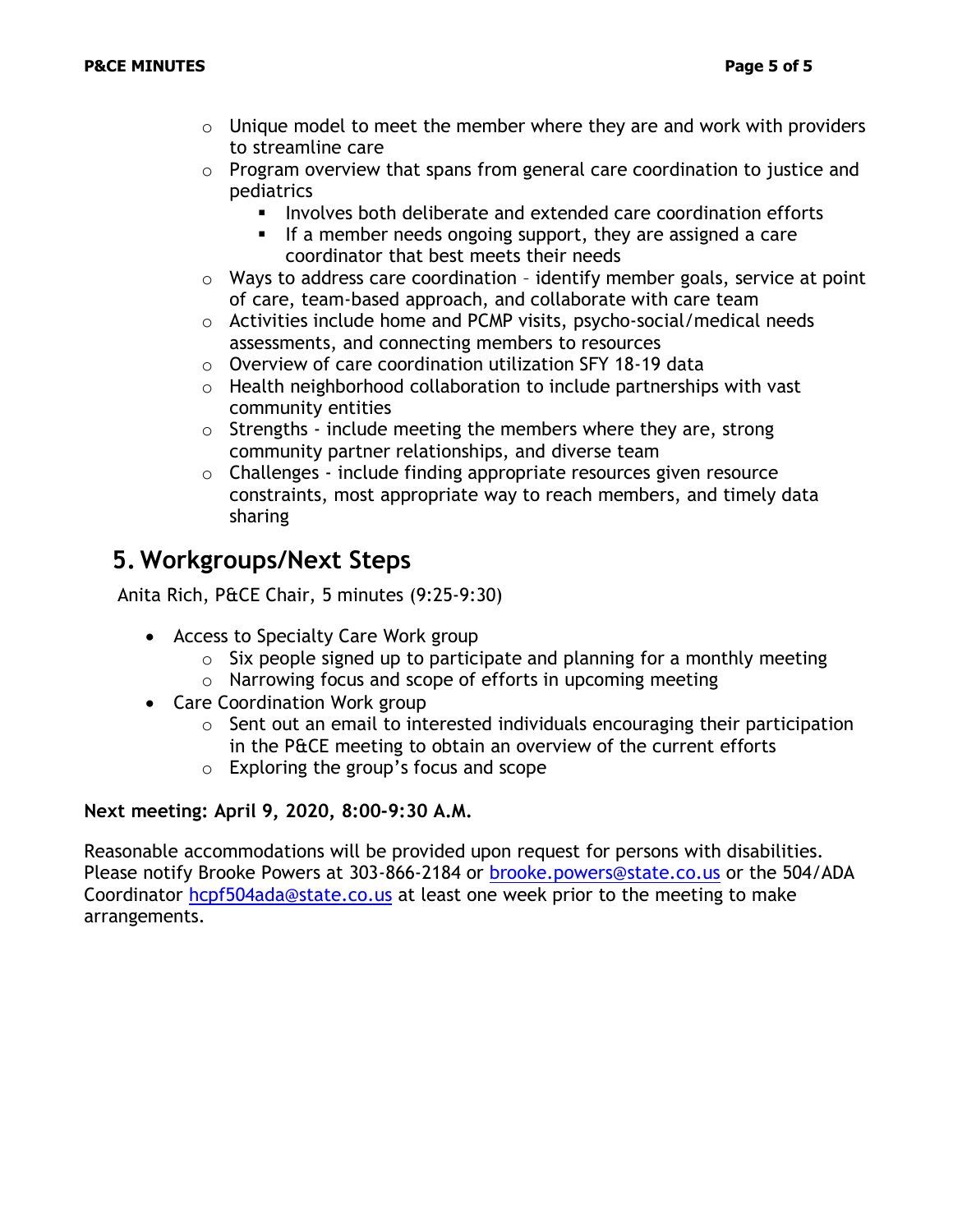- Unique model to meet the member where they are and work with providers to streamline care
    - Program overview that spans from general care coordination to justice and pediatrics
        - Involves both deliberate and extended care coordination efforts
        - If a member needs ongoing support, they are assigned a care coordinator that best meets their needs
    - Ways to address care coordination – identify member goals, service at point of care, team-based approach, and collaborate with care team
    - Activities include home and PCMP visits, psycho-social/medical needs assessments, and connecting members to resources
    - Overview of care coordination utilization SFY 18-19 data
    - Health neighborhood collaboration to include partnerships with vast community entities
    - Strengths - include meeting the members where they are, strong community partner relationships, and diverse team
    - Challenges - include finding appropriate resources given resource constraints, most appropriate way to reach members, and timely data sharing

## 5. Workgroups/Next Steps

Anita Rich, P&CE Chair, 5 minutes (9:25-9:30)

- Access to Specialty Care Work group
    - Six people signed up to participate and planning for a monthly meeting
    - Narrowing focus and scope of efforts in upcoming meeting
- Care Coordination Work group
    - Sent out an email to interested individuals encouraging their participation in the P&CE meeting to obtain an overview of the current efforts
    - Exploring the group's focus and scope

**Next meeting: April 9, 2020, 8:00-9:30 A.M.**

Reasonable accommodations will be provided upon request for persons with disabilities. Please notify Brooke Powers at 303-866-2184 or brooke.powers@state.co.us or the 504/ADA Coordinator hcpf504ada@state.co.us at least one week prior to the meeting to make arrangements.